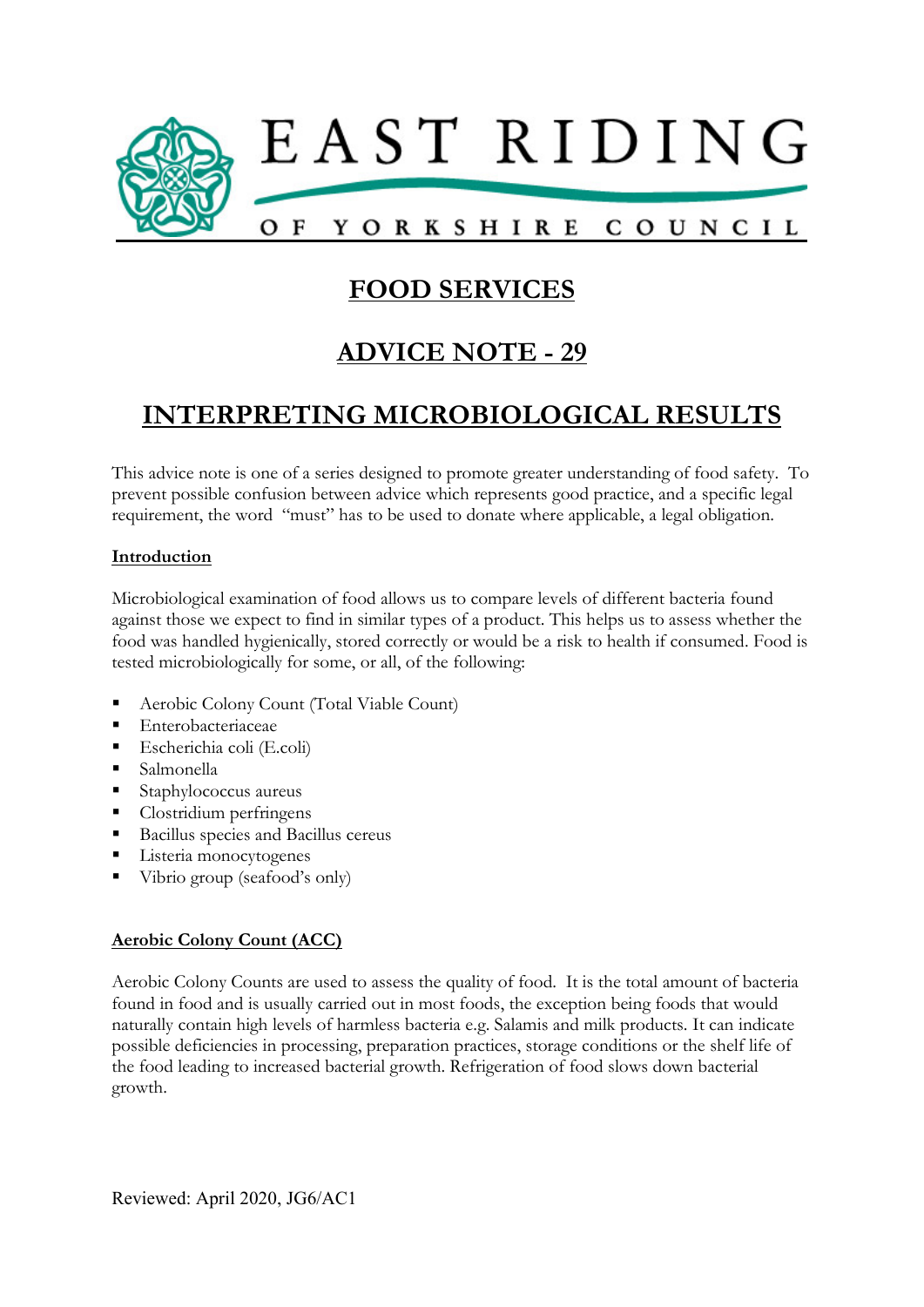EAST RIDING

OF YORKSHIRE COUNCIL

# FOOD SERVICES

# ADVICE NOTE - 29

# INTERPRETING MICROBIOLOGICAL RESULTS

This advice note is one of a series designed to promote greater understanding of food safety. To prevent possible confusion between advice which represents good practice, and a specific legal requirement, the word "must" has to be used to donate where applicable, a legal obligation.

## Introduction

Microbiological examination of food allows us to compare levels of different bacteria found against those we expect to find in similar types of a product. This helps us to assess whether the food was handled hygienically, stored correctly or would be a risk to health if consumed. Food is tested microbiologically for some, or all, of the following:

- Aerobic Colony Count (Total Viable Count)
- Enterobacteriaceae
- Escherichia coli (E.coli)
- Salmonella
- Staphylococcus aureus
- Clostridium perfringens
- Bacillus species and Bacillus cereus
- Listeria monocytogenes
- Vibrio group (seafood's only)

## Aerobic Colony Count (ACC)

Aerobic Colony Counts are used to assess the quality of food. It is the total amount of bacteria found in food and is usually carried out in most foods, the exception being foods that would naturally contain high levels of harmless bacteria e.g. Salamis and milk products. It can indicate possible deficiencies in processing, preparation practices, storage conditions or the shelf life of the food leading to increased bacterial growth. Refrigeration of food slows down bacterial growth.

Reviewed: April 2020, JG6/AC1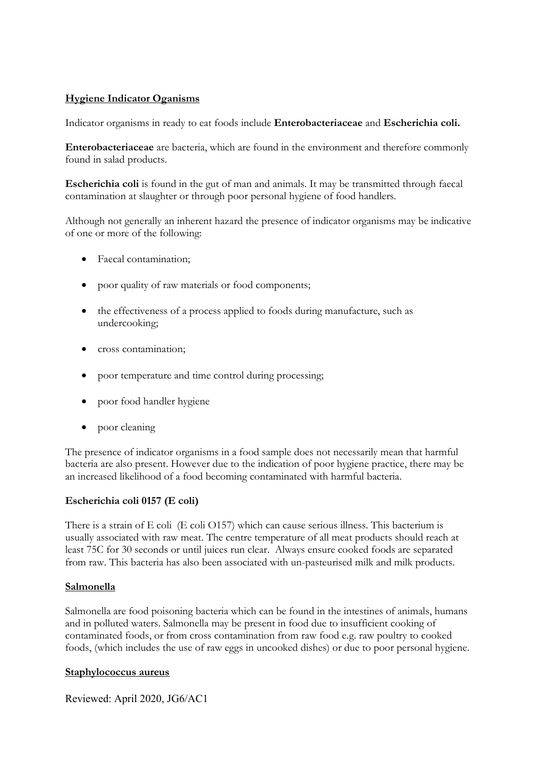**Hygiene Indicator Oganisms**

Indicator organisms in ready to eat foods include **Enterobacteriaceae** and **Escherichia coli.**

**Enterobacteriaceae** are bacteria, which are found in the environment and therefore commonly found in salad products.

**Escherichia coli** is found in the gut of man and animals. It may be transmitted through faecal contamination at slaughter or through poor personal hygiene of food handlers.

Although not generally an inherent hazard the presence of indicator organisms may be indicative of one or more of the following:

- Faecal contamination;
- poor quality of raw materials or food components;
- the effectiveness of a process applied to foods during manufacture, such as undercooking;
- cross contamination;
- poor temperature and time control during processing;
- poor food handler hygiene
- poor cleaning

The presence of indicator organisms in a food sample does not necessarily mean that harmful bacteria are also present. However due to the indication of poor hygiene practice, there may be an increased likelihood of a food becoming contaminated with harmful bacteria.

**Escherichia coli 0157 (E coli)**

There is a strain of E coli (E coli O157) which can cause serious illness. This bacterium is usually associated with raw meat. The centre temperature of all meat products should reach at least 75C for 30 seconds or until juices run clear. Always ensure cooked foods are separated from raw. This bacteria has also been associated with un-pasteurised milk and milk products.

**Salmonella**

Salmonella are food poisoning bacteria which can be found in the intestines of animals, humans and in polluted waters. Salmonella may be present in food due to insufficient cooking of contaminated foods, or from cross contamination from raw food e.g. raw poultry to cooked foods, (which includes the use of raw eggs in uncooked dishes) or due to poor personal hygiene.

**Staphylococcus aureus**

Reviewed: April 2020, JG6/AC1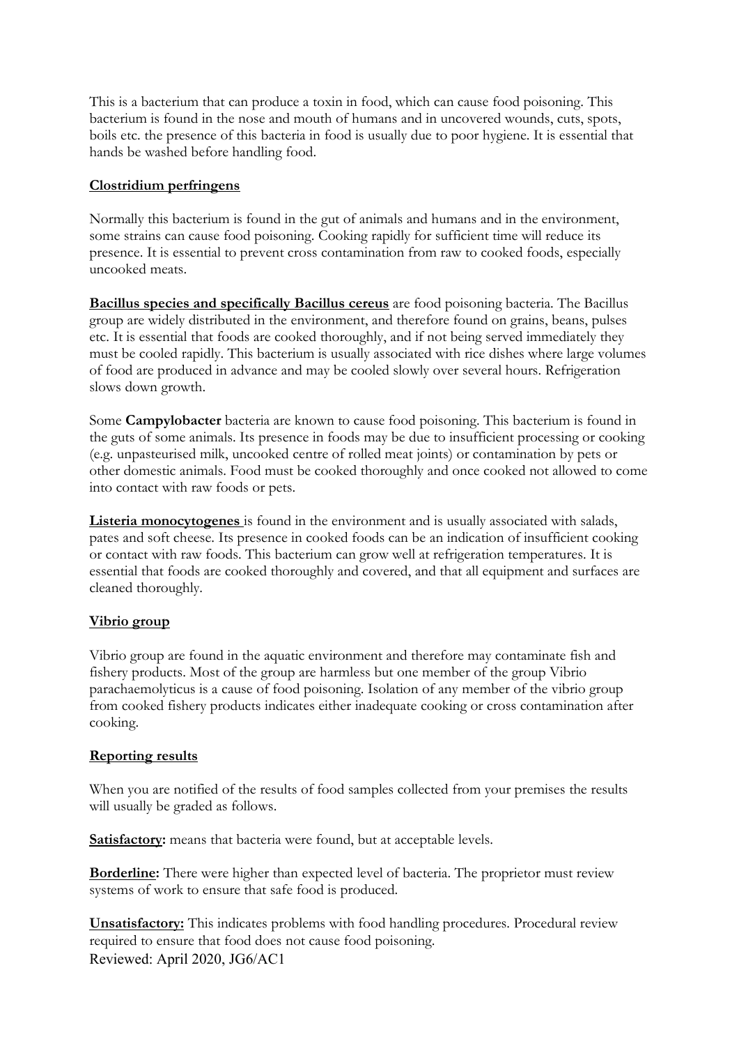This is a bacterium that can produce a toxin in food, which can cause food poisoning. This bacterium is found in the nose and mouth of humans and in uncovered wounds, cuts, spots, boils etc. the presence of this bacteria in food is usually due to poor hygiene. It is essential that hands be washed before handling food.

**Clostridium perfringens**

Normally this bacterium is found in the gut of animals and humans and in the environment, some strains can cause food poisoning. Cooking rapidly for sufficient time will reduce its presence. It is essential to prevent cross contamination from raw to cooked foods, especially uncooked meats.

**Bacillus species and specifically Bacillus cereus** are food poisoning bacteria. The Bacillus group are widely distributed in the environment, and therefore found on grains, beans, pulses etc. It is essential that foods are cooked thoroughly, and if not being served immediately they must be cooled rapidly. This bacterium is usually associated with rice dishes where large volumes of food are produced in advance and may be cooled slowly over several hours. Refrigeration slows down growth.

Some **Campylobacter** bacteria are known to cause food poisoning. This bacterium is found in the guts of some animals. Its presence in foods may be due to insufficient processing or cooking (e.g. unpasteurised milk, uncooked centre of rolled meat joints) or contamination by pets or other domestic animals. Food must be cooked thoroughly and once cooked not allowed to come into contact with raw foods or pets.

**Listeria monocytogenes** is found in the environment and is usually associated with salads, pates and soft cheese. Its presence in cooked foods can be an indication of insufficient cooking or contact with raw foods. This bacterium can grow well at refrigeration temperatures. It is essential that foods are cooked thoroughly and covered, and that all equipment and surfaces are cleaned thoroughly.

**Vibrio group**

Vibrio group are found in the aquatic environment and therefore may contaminate fish and fishery products. Most of the group are harmless but one member of the group Vibrio parachaemolyticus is a cause of food poisoning. Isolation of any member of the vibrio group from cooked fishery products indicates either inadequate cooking or cross contamination after cooking.

**Reporting results**

When you are notified of the results of food samples collected from your premises the results will usually be graded as follows.

**Satisfactory:** means that bacteria were found, but at acceptable levels.

**Borderline:** There were higher than expected level of bacteria. The proprietor must review systems of work to ensure that safe food is produced.

**Unsatisfactory:** This indicates problems with food handling procedures. Procedural review required to ensure that food does not cause food poisoning.

Reviewed: April 2020, JG6/AC1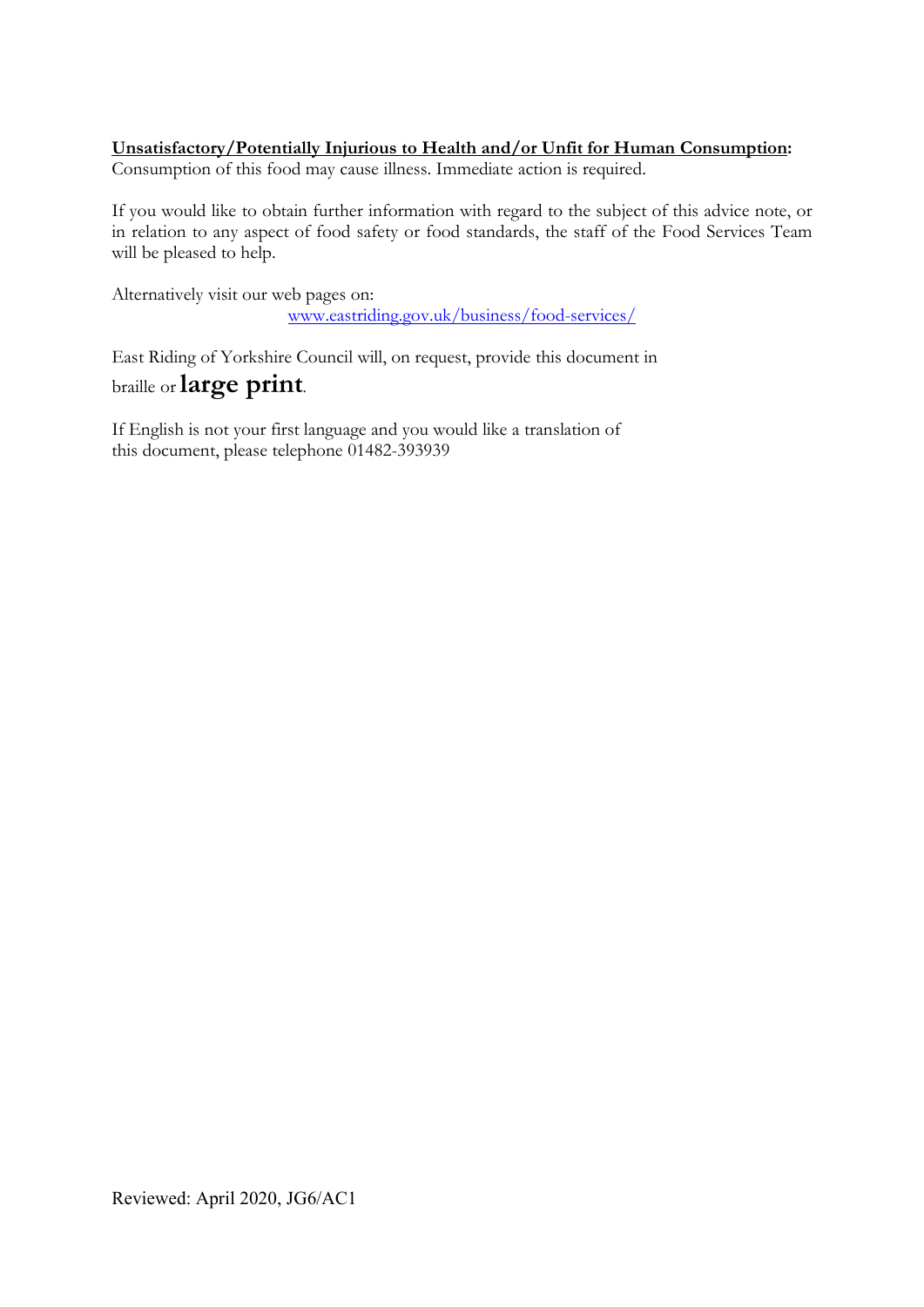**<u>Unsatisfactory/Potentially Injurious to Health and/or Unfit for Human Consumption</u>:**
Consumption of this food may cause illness. Immediate action is required.

If you would like to obtain further information with regard to the subject of this advice note, or in relation to any aspect of food safety or food standards, the staff of the Food Services Team will be pleased to help.

Alternatively visit our web pages on:
[www.eastriding.gov.uk/business/food-services/](http://www.eastriding.gov.uk/business/food-services/)

East Riding of Yorkshire Council will, on request, provide this document in braille or **large print**.

If English is not your first language and you would like a translation of this document, please telephone 01482-393939

Reviewed: April 2020, JG6/AC1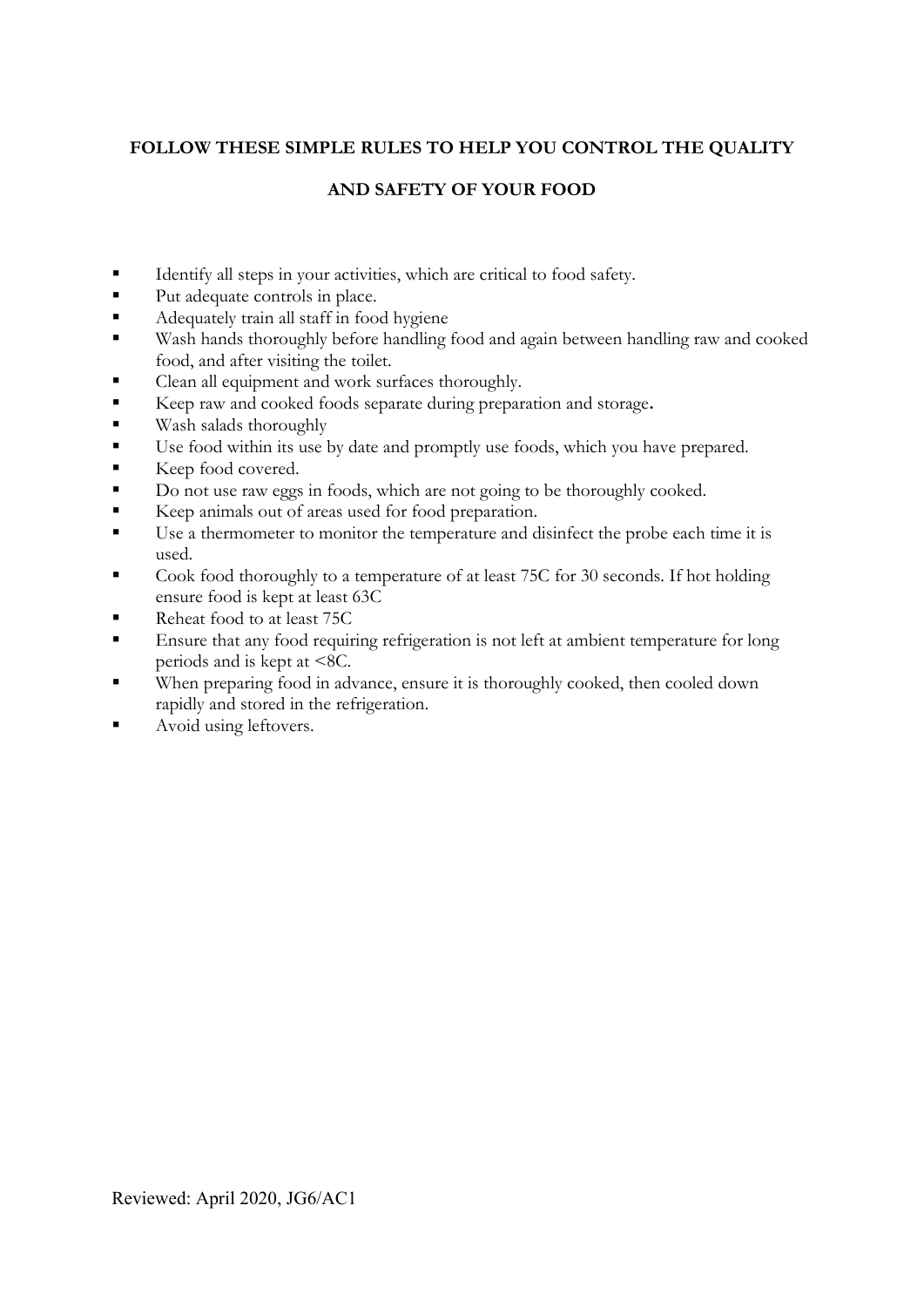**FOLLOW THESE SIMPLE RULES TO HELP YOU CONTROL THE QUALITY AND SAFETY OF YOUR FOOD**

- Identify all steps in your activities, which are critical to food safety.
- Put adequate controls in place.
- Adequately train all staff in food hygiene
- Wash hands thoroughly before handling food and again between handling raw and cooked food, and after visiting the toilet.
- Clean all equipment and work surfaces thoroughly.
- Keep raw and cooked foods separate during preparation and storage**.**
- Wash salads thoroughly
- Use food within its use by date and promptly use foods, which you have prepared.
- Keep food covered.
- Do not use raw eggs in foods, which are not going to be thoroughly cooked.
- Keep animals out of areas used for food preparation.
- Use a thermometer to monitor the temperature and disinfect the probe each time it is used.
- Cook food thoroughly to a temperature of at least 75C for 30 seconds. If hot holding ensure food is kept at least 63C
- Reheat food to at least 75C
- Ensure that any food requiring refrigeration is not left at ambient temperature for long periods and is kept at <8C.
- When preparing food in advance, ensure it is thoroughly cooked, then cooled down rapidly and stored in the refrigeration.
- Avoid using leftovers.

Reviewed: April 2020, JG6/AC1